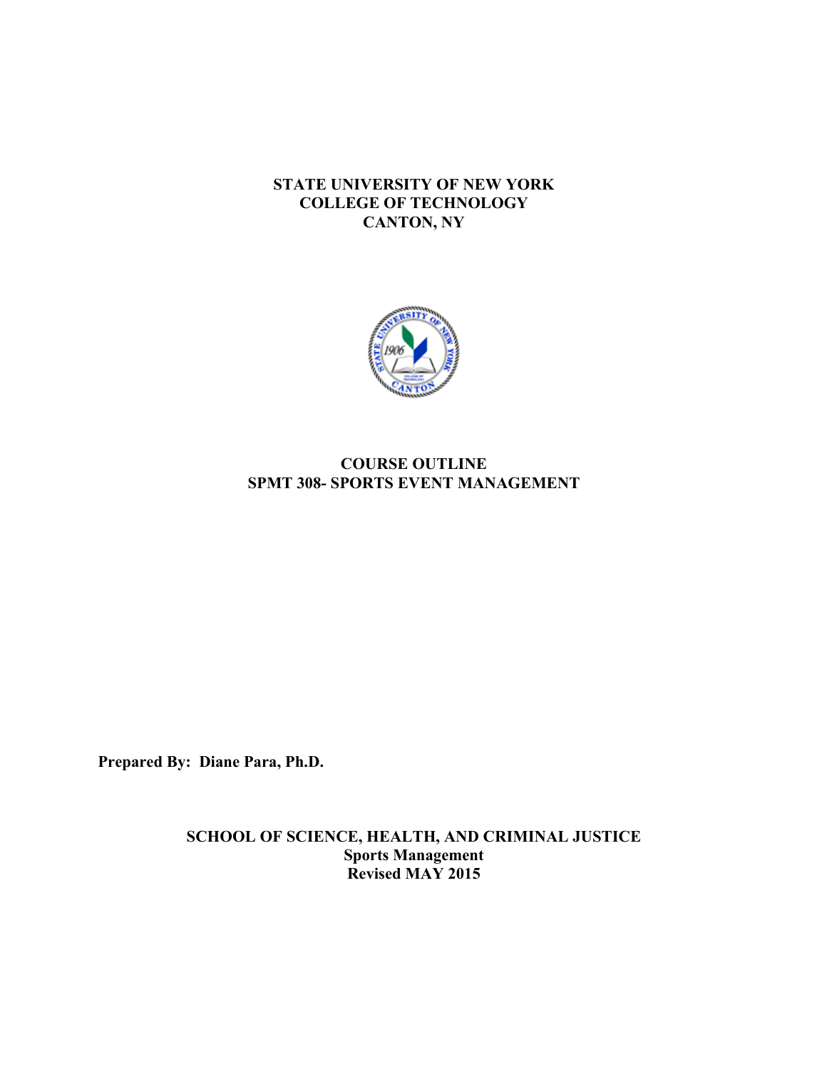**STATE UNIVERSITY OF NEW YORK**
**COLLEGE OF TECHNOLOGY**
**CANTON, NY**

# COURSE OUTLINE
# SPMT 308- SPORTS EVENT MANAGEMENT

**Prepared By: Diane Para, Ph.D.**

**SCHOOL OF SCIENCE, HEALTH, AND CRIMINAL JUSTICE**
**Sports Management**
**Revised MAY 2015**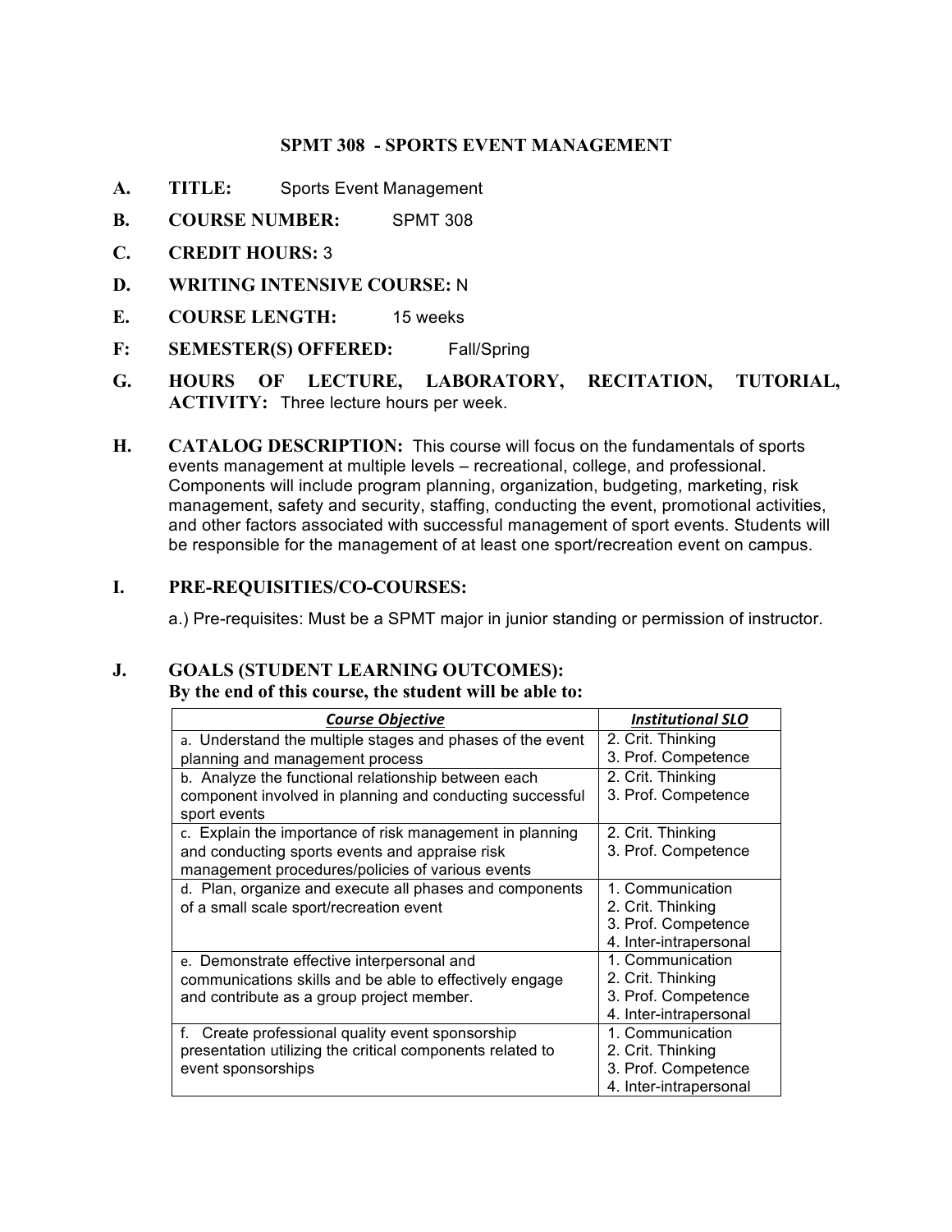## SPMT 308 - SPORTS EVENT MANAGEMENT

**A. TITLE:** Sports Event Management

**B. COURSE NUMBER:** SPMT 308

**C. CREDIT HOURS:** 3

**D. WRITING INTENSIVE COURSE:** N

**E. COURSE LENGTH:** 15 weeks

**F: SEMESTER(S) OFFERED:** Fall/Spring

**G. HOURS OF LECTURE, LABORATORY, RECITATION, TUTORIAL, ACTIVITY:** Three lecture hours per week.

**H. CATALOG DESCRIPTION:** This course will focus on the fundamentals of sports events management at multiple levels – recreational, college, and professional. Components will include program planning, organization, budgeting, marketing, risk management, safety and security, staffing, conducting the event, promotional activities, and other factors associated with successful management of sport events. Students will be responsible for the management of at least one sport/recreation event on campus.

**I. PRE-REQUISITIES/CO-COURSES:**

a.) Pre-requisites: Must be a SPMT major in junior standing or permission of instructor.

**J. GOALS (STUDENT LEARNING OUTCOMES):**
**By the end of this course, the student will be able to:**

| ***Course Objective*** | ***Institutional SLO*** |
|---|---|
| a. Understand the multiple stages and phases of the event planning and management process | 2. Crit. Thinking<br>3. Prof. Competence |
| b. Analyze the functional relationship between each component involved in planning and conducting successful sport events | 2. Crit. Thinking<br>3. Prof. Competence |
| c. Explain the importance of risk management in planning and conducting sports events and appraise risk management procedures/policies of various events | 2. Crit. Thinking<br>3. Prof. Competence |
| d. Plan, organize and execute all phases and components of a small scale sport/recreation event | 1. Communication<br>2. Crit. Thinking<br>3. Prof. Competence<br>4. Inter-intrapersonal |
| e. Demonstrate effective interpersonal and communications skills and be able to effectively engage and contribute as a group project member. | 1. Communication<br>2. Crit. Thinking<br>3. Prof. Competence<br>4. Inter-intrapersonal |
| f. Create professional quality event sponsorship presentation utilizing the critical components related to event sponsorships | 1. Communication<br>2. Crit. Thinking<br>3. Prof. Competence<br>4. Inter-intrapersonal |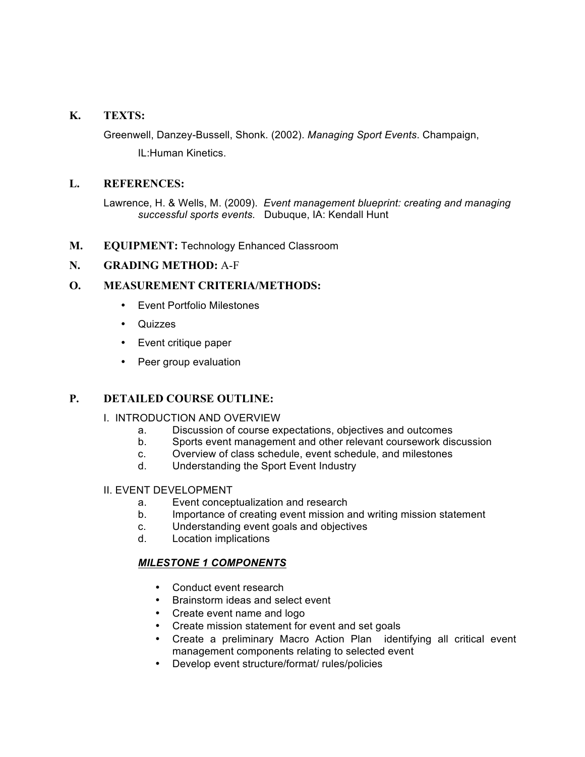**K. TEXTS:**

Greenwell, Danzey-Bussell, Shonk. (2002). *Managing Sport Events*. Champaign, IL:Human Kinetics.

**L. REFERENCES:**

Lawrence, H. & Wells, M. (2009). *Event management blueprint: creating and managing successful sports events.* Dubuque, IA: Kendall Hunt

**M. EQUIPMENT:** Technology Enhanced Classroom

**N. GRADING METHOD:** A-F

**O. MEASUREMENT CRITERIA/METHODS:**

- Event Portfolio Milestones
- Quizzes
- Event critique paper
- Peer group evaluation

**P. DETAILED COURSE OUTLINE:**

I. INTRODUCTION AND OVERVIEW

a. Discussion of course expectations, objectives and outcomes
b. Sports event management and other relevant coursework discussion
c. Overview of class schedule, event schedule, and milestones
d. Understanding the Sport Event Industry

II. EVENT DEVELOPMENT

a. Event conceptualization and research
b. Importance of creating event mission and writing mission statement
c. Understanding event goals and objectives
d. Location implications

***MILESTONE 1 COMPONENTS***

- Conduct event research
- Brainstorm ideas and select event
- Create event name and logo
- Create mission statement for event and set goals
- Create a preliminary Macro Action Plan identifying all critical event management components relating to selected event
- Develop event structure/format/ rules/policies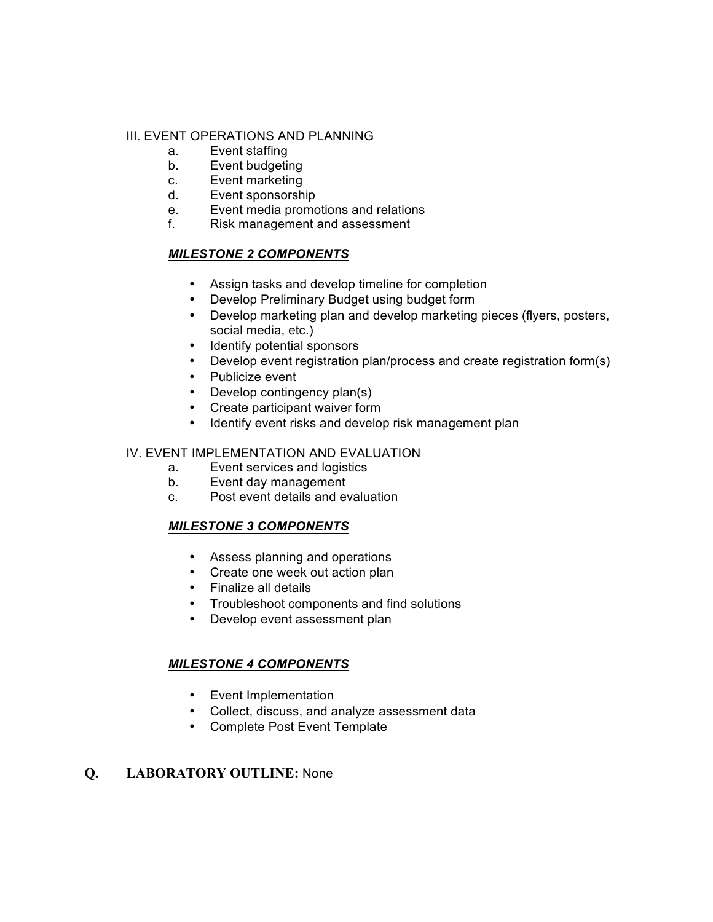III. EVENT OPERATIONS AND PLANNING

a. Event staffing
b. Event budgeting
c. Event marketing
d. Event sponsorship
e. Event media promotions and relations
f. Risk management and assessment

***MILESTONE 2 COMPONENTS***

- Assign tasks and develop timeline for completion
- Develop Preliminary Budget using budget form
- Develop marketing plan and develop marketing pieces (flyers, posters, social media, etc.)
- Identify potential sponsors
- Develop event registration plan/process and create registration form(s)
- Publicize event
- Develop contingency plan(s)
- Create participant waiver form
- Identify event risks and develop risk management plan

IV. EVENT IMPLEMENTATION AND EVALUATION

a. Event services and logistics
b. Event day management
c. Post event details and evaluation

***MILESTONE 3 COMPONENTS***

- Assess planning and operations
- Create one week out action plan
- Finalize all details
- Troubleshoot components and find solutions
- Develop event assessment plan

***MILESTONE 4 COMPONENTS***

- Event Implementation
- Collect, discuss, and analyze assessment data
- Complete Post Event Template

**Q. LABORATORY OUTLINE:** None